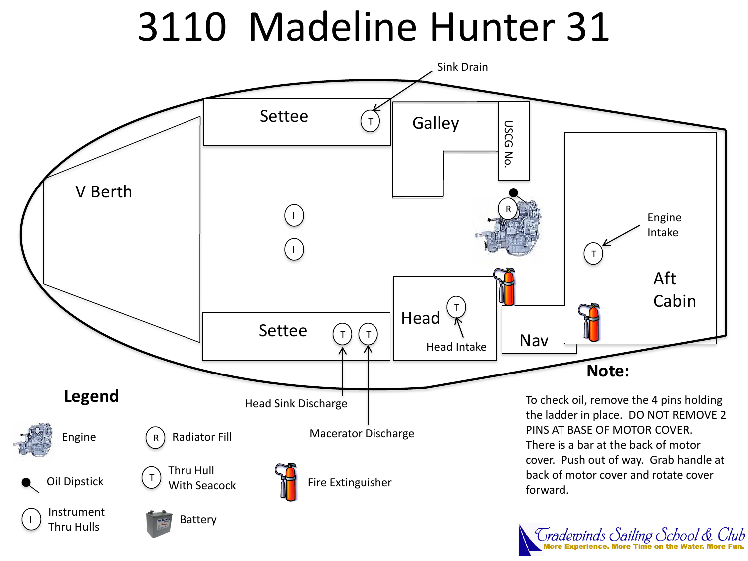# 3110 Madeline Hunter 31

Sink Drain

Settee

Galley

USCG No.

V Berth

Engine Intake

Aft Cabin

Settee

Head

Head Intake

Nav

Head Sink Discharge

Macerator Discharge

## Legend

- Engine
- Oil Dipstick
- Instrument Thru Hulls
- Radiator Fill
- Thru Hull With Seacock
- Battery
- Fire Extinguisher

## Note:

To check oil, remove the 4 pins holding the ladder in place. DO NOT REMOVE 2 PINS AT BASE OF MOTOR COVER. There is a bar at the back of motor cover. Push out of way. Grab handle at back of motor cover and rotate cover forward.

Tradewinds Sailing School & Club
More Experience. More Time on the Water. More Fun.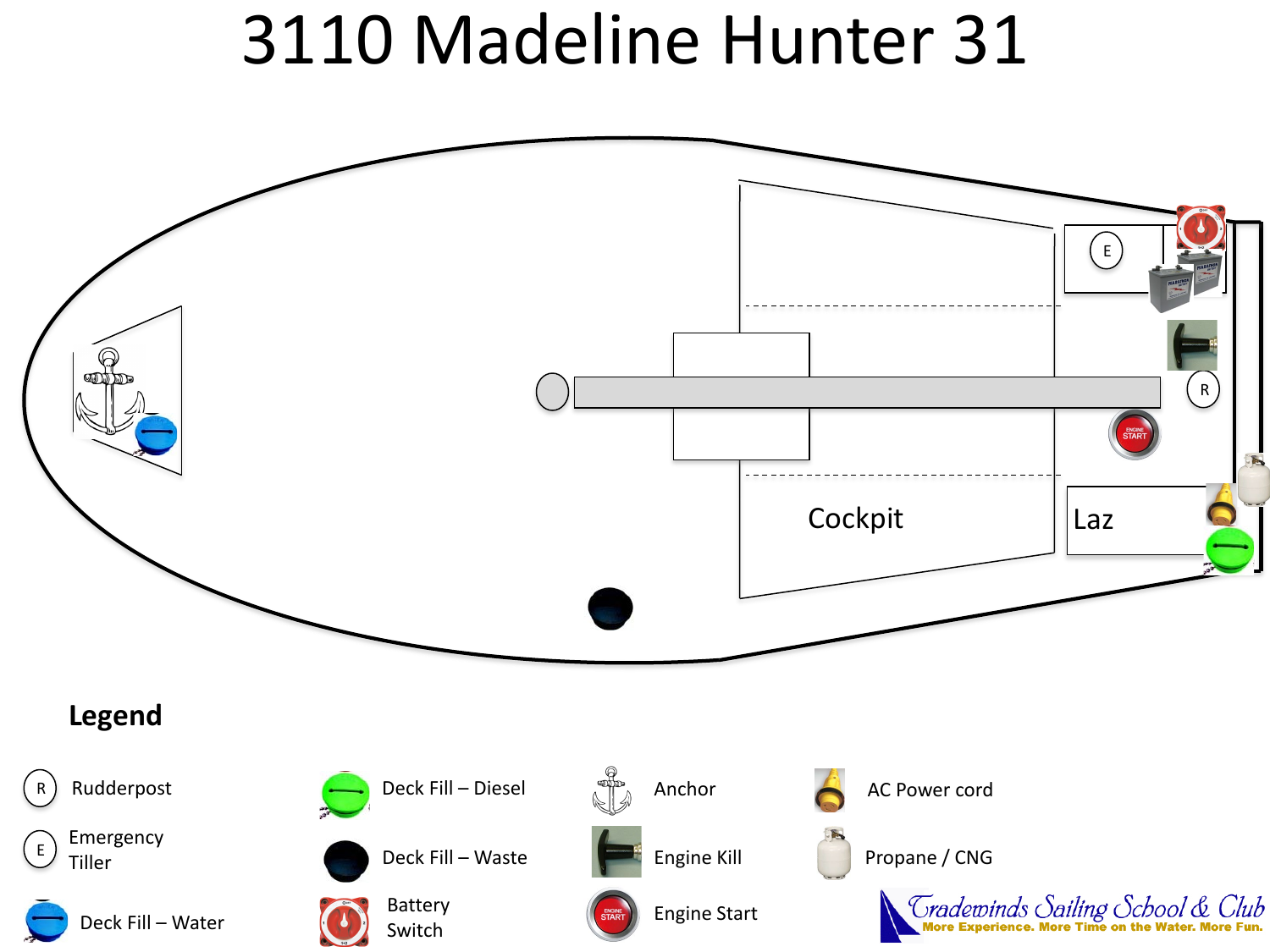# 3110 Madeline Hunter 31

Cockpit

Laz

E

R

## Legend

| Symbol | Meaning | Symbol | Meaning | Symbol | Meaning | Symbol | Meaning |
|---|---|---|---|---|---|---|---|
| R | Rudderpost | | Deck Fill – Diesel | | Anchor | | AC Power cord |
| E | Emergency Tiller | | Deck Fill – Waste | | Engine Kill | | Propane / CNG |
| | Deck Fill – Water | | Battery Switch | | Engine Start | | |

Tradewinds Sailing School & Club

More Experience. More Time on the Water. More Fun.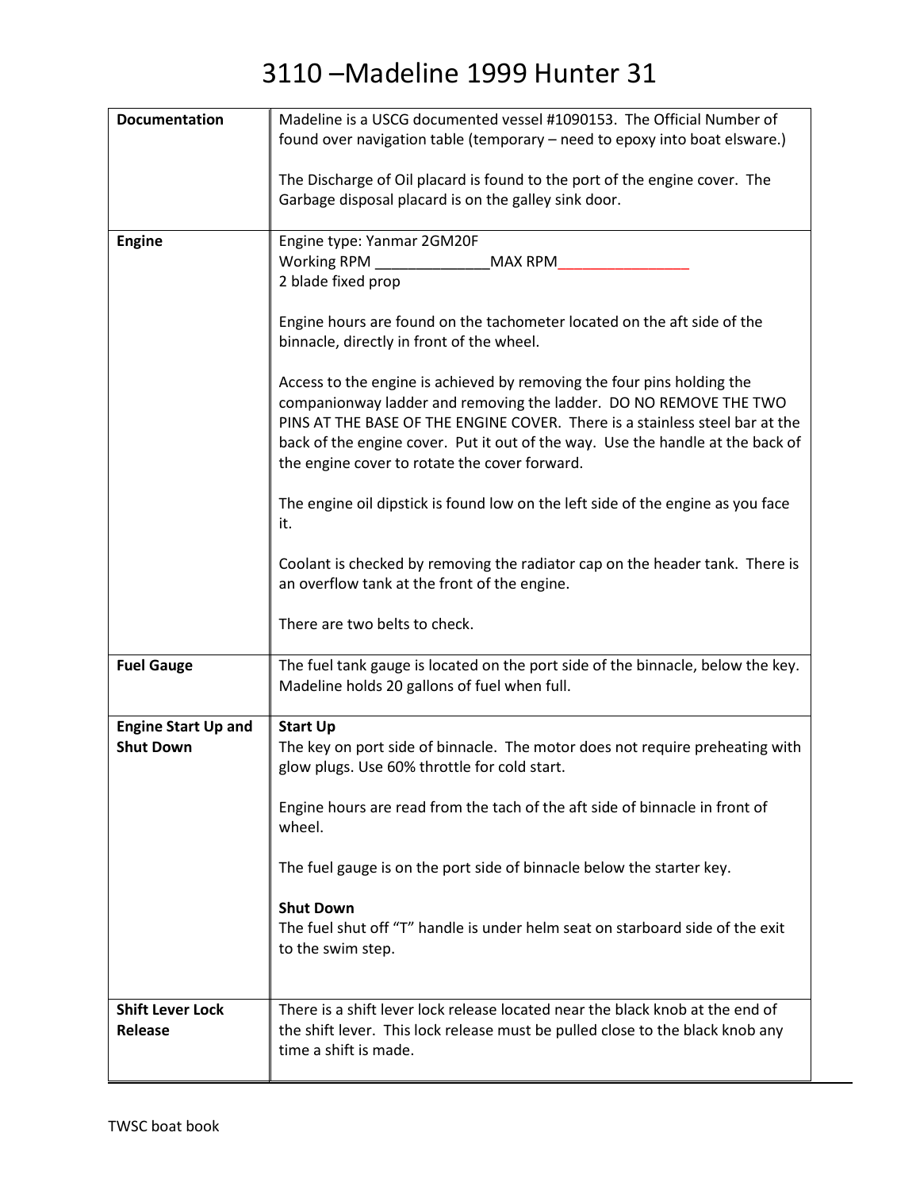# 3110 –Madeline 1999 Hunter 31

| | |
|---|---|
| **Documentation** | Madeline is a USCG documented vessel #1090153. The Official Number of found over navigation table (temporary – need to epoxy into boat elsware.)<br><br>The Discharge of Oil placard is found to the port of the engine cover. The Garbage disposal placard is on the galley sink door. |
| **Engine** | Engine type: Yanmar 2GM20F<br>Working RPM ______________MAX RPM________________<br>2 blade fixed prop<br><br>Engine hours are found on the tachometer located on the aft side of the binnacle, directly in front of the wheel.<br><br>Access to the engine is achieved by removing the four pins holding the companionway ladder and removing the ladder. DO NO REMOVE THE TWO PINS AT THE BASE OF THE ENGINE COVER. There is a stainless steel bar at the back of the engine cover. Put it out of the way. Use the handle at the back of the engine cover to rotate the cover forward.<br><br>The engine oil dipstick is found low on the left side of the engine as you face it.<br><br>Coolant is checked by removing the radiator cap on the header tank. There is an overflow tank at the front of the engine.<br><br>There are two belts to check. |
| **Fuel Gauge** | The fuel tank gauge is located on the port side of the binnacle, below the key. Madeline holds 20 gallons of fuel when full. |
| **Engine Start Up and Shut Down** | **Start Up**<br>The key on port side of binnacle. The motor does not require preheating with glow plugs. Use 60% throttle for cold start.<br><br>Engine hours are read from the tach of the aft side of binnacle in front of wheel.<br><br>The fuel gauge is on the port side of binnacle below the starter key.<br><br>**Shut Down**<br>The fuel shut off "T" handle is under helm seat on starboard side of the exit to the swim step. |
| **Shift Lever Lock Release** | There is a shift lever lock release located near the black knob at the end of the shift lever. This lock release must be pulled close to the black knob any time a shift is made. |

TWSC boat book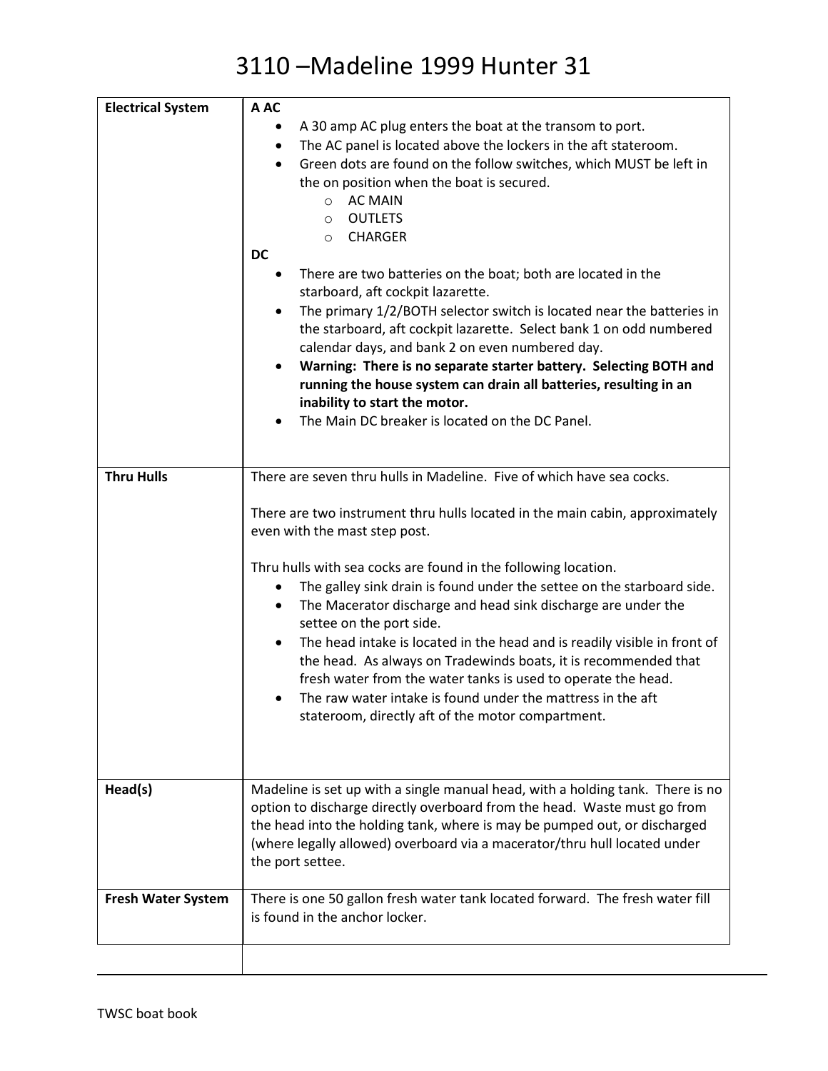# 3110 –Madeline 1999 Hunter 31

| | |
|---|---|
| **Electrical System** | **A AC**<br>• A 30 amp AC plug enters the boat at the transom to port.<br>• The AC panel is located above the lockers in the aft stateroom.<br>• Green dots are found on the follow switches, which MUST be left in the on position when the boat is secured.<br>&nbsp;&nbsp;&nbsp;&nbsp;o AC MAIN<br>&nbsp;&nbsp;&nbsp;&nbsp;o OUTLETS<br>&nbsp;&nbsp;&nbsp;&nbsp;o CHARGER<br>**DC**<br>• There are two batteries on the boat; both are located in the starboard, aft cockpit lazarette.<br>• The primary 1/2/BOTH selector switch is located near the batteries in the starboard, aft cockpit lazarette. Select bank 1 on odd numbered calendar days, and bank 2 on even numbered day.<br>• **Warning: There is no separate starter battery. Selecting BOTH and running the house system can drain all batteries, resulting in an inability to start the motor.**<br>• The Main DC breaker is located on the DC Panel. |
| **Thru Hulls** | There are seven thru hulls in Madeline. Five of which have sea cocks.<br><br>There are two instrument thru hulls located in the main cabin, approximately even with the mast step post.<br><br>Thru hulls with sea cocks are found in the following location.<br>• The galley sink drain is found under the settee on the starboard side.<br>• The Macerator discharge and head sink discharge are under the settee on the port side.<br>• The head intake is located in the head and is readily visible in front of the head. As always on Tradewinds boats, it is recommended that fresh water from the water tanks is used to operate the head.<br>• The raw water intake is found under the mattress in the aft stateroom, directly aft of the motor compartment. |
| **Head(s)** | Madeline is set up with a single manual head, with a holding tank. There is no option to discharge directly overboard from the head. Waste must go from the head into the holding tank, where is may be pumped out, or discharged (where legally allowed) overboard via a macerator/thru hull located under the port settee. |
| **Fresh Water System** | There is one 50 gallon fresh water tank located forward. The fresh water fill is found in the anchor locker. |
| | |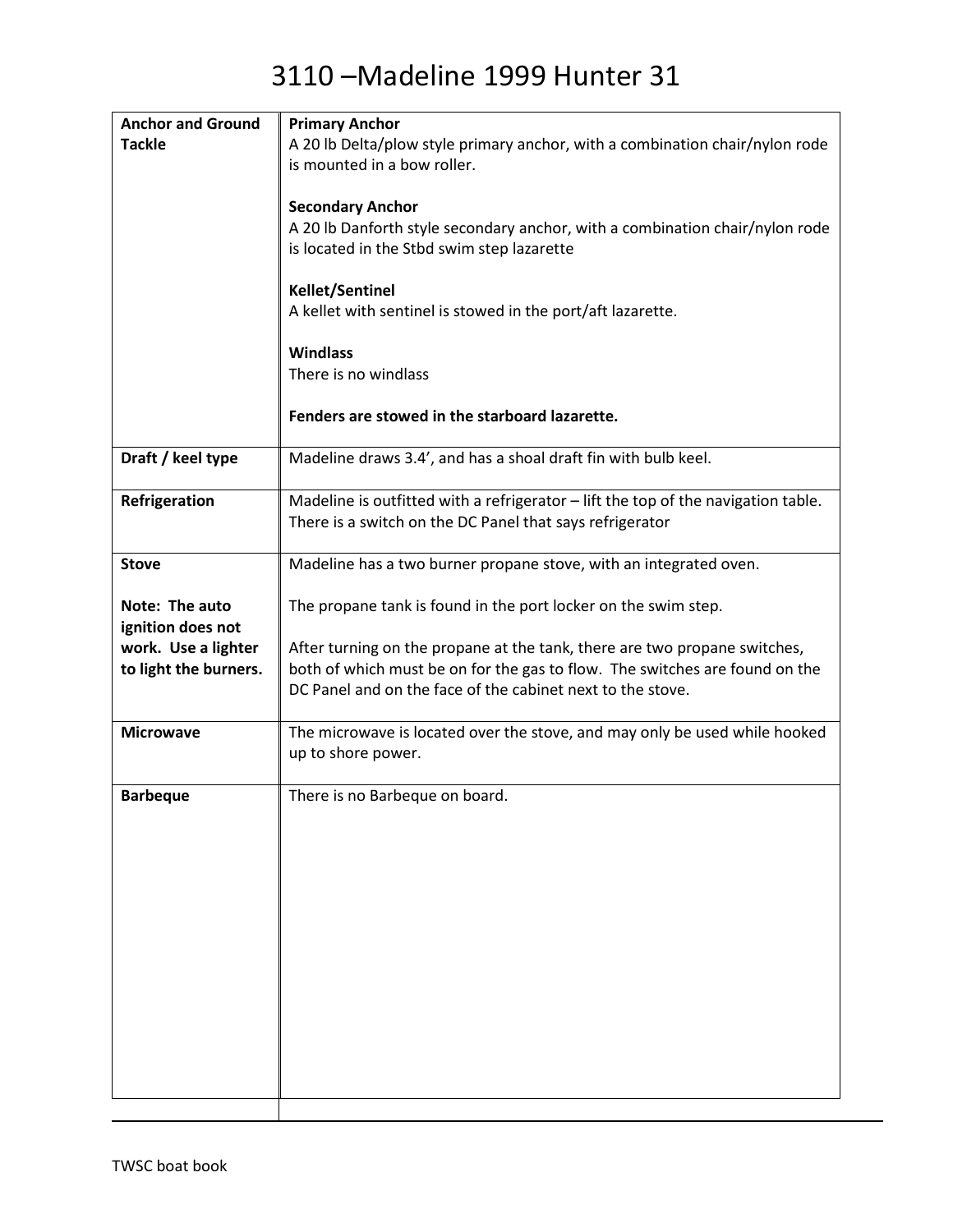# 3110 –Madeline 1999 Hunter 31

| | |
|---|---|
| **Anchor and Ground Tackle** | **Primary Anchor**<br>A 20 lb Delta/plow style primary anchor, with a combination chair/nylon rode is mounted in a bow roller.<br><br>**Secondary Anchor**<br>A 20 lb Danforth style secondary anchor, with a combination chair/nylon rode is located in the Stbd swim step lazarette<br><br>**Kellet/Sentinel**<br>A kellet with sentinel is stowed in the port/aft lazarette.<br><br>**Windlass**<br>There is no windlass<br><br>**Fenders are stowed in the starboard lazarette.** |
| **Draft / keel type** | Madeline draws 3.4', and has a shoal draft fin with bulb keel. |
| **Refrigeration** | Madeline is outfitted with a refrigerator – lift the top of the navigation table. There is a switch on the DC Panel that says refrigerator |
| **Stove**<br><br>**Note: The auto ignition does not work. Use a lighter to light the burners.** | Madeline has a two burner propane stove, with an integrated oven.<br><br>The propane tank is found in the port locker on the swim step.<br><br>After turning on the propane at the tank, there are two propane switches, both of which must be on for the gas to flow. The switches are found on the DC Panel and on the face of the cabinet next to the stove. |
| **Microwave** | The microwave is located over the stove, and may only be used while hooked up to shore power. |
| **Barbeque** | There is no Barbeque on board. |

TWSC boat book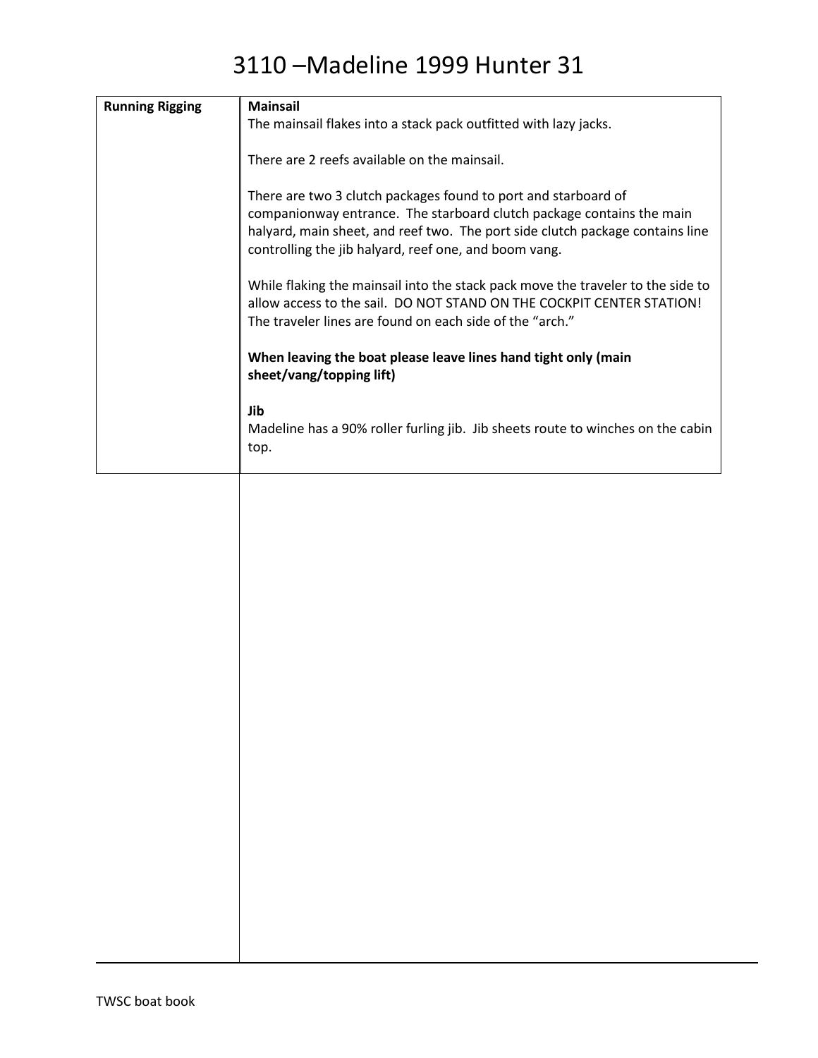# 3110 –Madeline 1999 Hunter 31

| | |
|---|---|
| **Running Rigging** | **Mainsail**<br>The mainsail flakes into a stack pack outfitted with lazy jacks.<br><br>There are 2 reefs available on the mainsail.<br><br>There are two 3 clutch packages found to port and starboard of companionway entrance. The starboard clutch package contains the main halyard, main sheet, and reef two. The port side clutch package contains line controlling the jib halyard, reef one, and boom vang.<br><br>While flaking the mainsail into the stack pack move the traveler to the side to allow access to the sail. DO NOT STAND ON THE COCKPIT CENTER STATION! The traveler lines are found on each side of the "arch."<br><br>**When leaving the boat please leave lines hand tight only (main sheet/vang/topping lift)**<br><br>**Jib**<br>Madeline has a 90% roller furling jib. Jib sheets route to winches on the cabin top. |
| | |

TWSC boat book